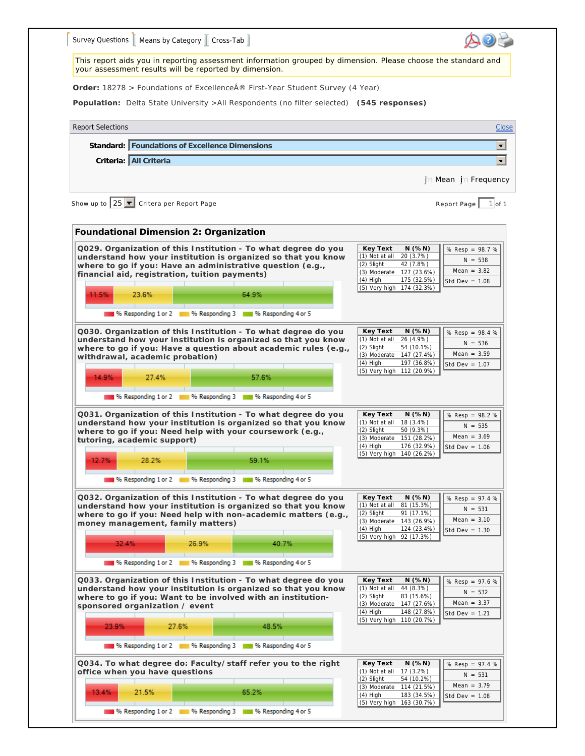Survey Questions | Means by Category | Cross-Tab

This report aids you in reporting assessment information grouped by dimension. Please choose the standard and your assessment results will be reported by dimension.

**Order:** 18278 > Foundations of ExcellenceÂ® First-Year Student Survey (4 Year)

**Population:** Delta State University >All Respondents (no filter selected) **(545 responses)**

Report Selections — Close

**Standard:** Foundations of Excellence Dimensions

**Criteria:** All Criteria

Mean  Frequency

Show up to 25 Critera per Report Page — Report Page 1 of 1

## Foundational Dimension 2: Organization

**Q029. Organization of this Institution - To what degree do you understand how your institution is organized so that you know where to go if you: Have an administrative question (e.g., financial aid, registration, tuition payments)**

% Responding 1 or 2: 11.5% | % Responding 3: 23.6% | % Responding 4 or 5: 64.9%

| Key Text | N (% N) |
|---|---|
| (1) Not at all | 20 (3.7%) |
| (2) Slight | 42 (7.8%) |
| (3) Moderate | 127 (23.6%) |
| (4) High | 175 (32.5%) |
| (5) Very high | 174 (32.3%) |

% Resp = 98.7 % | N = 538 | Mean = 3.82 | Std Dev = 1.08

**Q030. Organization of this Institution - To what degree do you understand how your institution is organized so that you know where to go if you: Have a question about academic rules (e.g., withdrawal, academic probation)**

% Responding 1 or 2: 14.9% | % Responding 3: 27.4% | % Responding 4 or 5: 57.6%

| Key Text | N (% N) |
|---|---|
| (1) Not at all | 26 (4.9%) |
| (2) Slight | 54 (10.1%) |
| (3) Moderate | 147 (27.4%) |
| (4) High | 197 (36.8%) |
| (5) Very high | 112 (20.9%) |

% Resp = 98.4 % | N = 536 | Mean = 3.59 | Std Dev = 1.07

**Q031. Organization of this Institution - To what degree do you understand how your institution is organized so that you know where to go if you: Need help with your coursework (e.g., tutoring, academic support)**

% Responding 1 or 2: 12.7% | % Responding 3: 28.2% | % Responding 4 or 5: 59.1%

| Key Text | N (% N) |
|---|---|
| (1) Not at all | 18 (3.4%) |
| (2) Slight | 50 (9.3%) |
| (3) Moderate | 151 (28.2%) |
| (4) High | 176 (32.9%) |
| (5) Very high | 140 (26.2%) |

% Resp = 98.2 % | N = 535 | Mean = 3.69 | Std Dev = 1.06

**Q032. Organization of this Institution - To what degree do you understand how your institution is organized so that you know where to go if you: Need help with non-academic matters (e.g., money management, family matters)**

% Responding 1 or 2: 32.4% | % Responding 3: 26.9% | % Responding 4 or 5: 40.7%

| Key Text | N (% N) |
|---|---|
| (1) Not at all | 81 (15.3%) |
| (2) Slight | 91 (17.1%) |
| (3) Moderate | 143 (26.9%) |
| (4) High | 124 (23.4%) |
| (5) Very high | 92 (17.3%) |

% Resp = 97.4 % | N = 531 | Mean = 3.10 | Std Dev = 1.30

**Q033. Organization of this Institution - To what degree do you understand how your institution is organized so that you know where to go if you: Want to be involved with an institution-sponsored organization / event**

% Responding 1 or 2: 23.9% | % Responding 3: 27.6% | % Responding 4 or 5: 48.5%

| Key Text | N (% N) |
|---|---|
| (1) Not at all | 44 (8.3%) |
| (2) Slight | 83 (15.6%) |
| (3) Moderate | 147 (27.6%) |
| (4) High | 148 (27.8%) |
| (5) Very high | 110 (20.7%) |

% Resp = 97.6 % | N = 532 | Mean = 3.37 | Std Dev = 1.21

**Q034. To what degree do: Faculty/staff refer you to the right office when you have questions**

% Responding 1 or 2: 13.4% | % Responding 3: 21.5% | % Responding 4 or 5: 65.2%

| Key Text | N (% N) |
|---|---|
| (1) Not at all | 17 (3.2%) |
| (2) Slight | 54 (10.2%) |
| (3) Moderate | 114 (21.5%) |
| (4) High | 183 (34.5%) |
| (5) Very high | 163 (30.7%) |

% Resp = 97.4 % | N = 531 | Mean = 3.79 | Std Dev = 1.08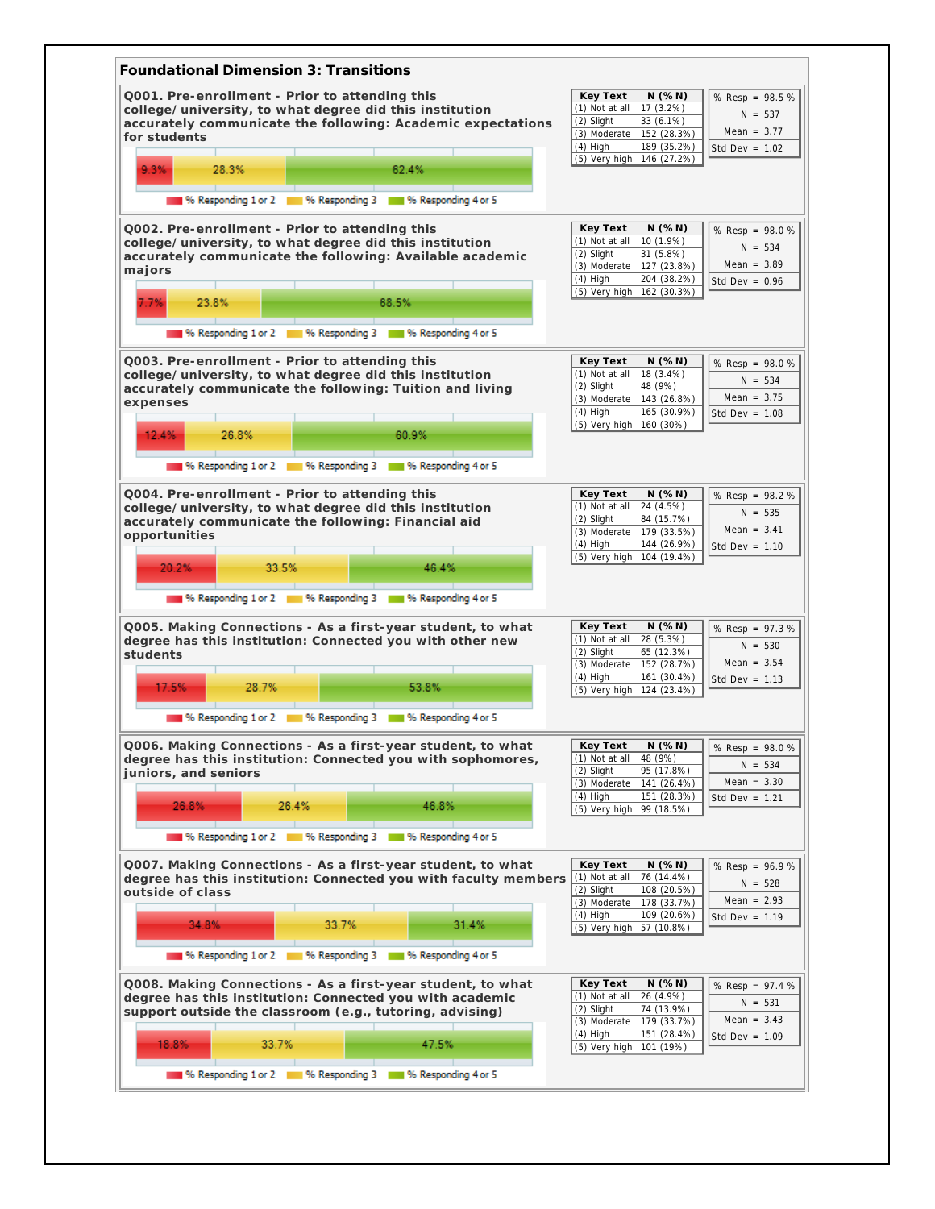## Foundational Dimension 3: Transitions

### Q001. Pre-enrollment - Prior to attending this college/ university, to what degree did this institution accurately communicate the following: Academic expectations for students

| % Responding 1 or 2 | % Responding 3 | % Responding 4 or 5 |
|---|---|---|
| 9.3% | 28.3% | 62.4% |

| Key Text | N (% N) |
|---|---|
| (1) Not at all | 17 (3.2%) |
| (2) Slight | 33 (6.1%) |
| (3) Moderate | 152 (28.3%) |
| (4) High | 189 (35.2%) |
| (5) Very high | 146 (27.2%) |

| | |
|---|---|
| % Resp | 98.5 % |
| N | 537 |
| Mean | 3.77 |
| Std Dev | 1.02 |

### Q002. Pre-enrollment - Prior to attending this college/ university, to what degree did this institution accurately communicate the following: Available academic majors

| % Responding 1 or 2 | % Responding 3 | % Responding 4 or 5 |
|---|---|---|
| 7.7% | 23.8% | 68.5% |

| Key Text | N (% N) |
|---|---|
| (1) Not at all | 10 (1.9%) |
| (2) Slight | 31 (5.8%) |
| (3) Moderate | 127 (23.8%) |
| (4) High | 204 (38.2%) |
| (5) Very high | 162 (30.3%) |

| | |
|---|---|
| % Resp | 98.0 % |
| N | 534 |
| Mean | 3.89 |
| Std Dev | 0.96 |

### Q003. Pre-enrollment - Prior to attending this college/ university, to what degree did this institution accurately communicate the following: Tuition and living expenses

| % Responding 1 or 2 | % Responding 3 | % Responding 4 or 5 |
|---|---|---|
| 12.4% | 26.8% | 60.9% |

| Key Text | N (% N) |
|---|---|
| (1) Not at all | 18 (3.4%) |
| (2) Slight | 48 (9%) |
| (3) Moderate | 143 (26.8%) |
| (4) High | 165 (30.9%) |
| (5) Very high | 160 (30%) |

| | |
|---|---|
| % Resp | 98.0 % |
| N | 534 |
| Mean | 3.75 |
| Std Dev | 1.08 |

### Q004. Pre-enrollment - Prior to attending this college/ university, to what degree did this institution accurately communicate the following: Financial aid opportunities

| % Responding 1 or 2 | % Responding 3 | % Responding 4 or 5 |
|---|---|---|
| 20.2% | 33.5% | 46.4% |

| Key Text | N (% N) |
|---|---|
| (1) Not at all | 24 (4.5%) |
| (2) Slight | 84 (15.7%) |
| (3) Moderate | 179 (33.5%) |
| (4) High | 144 (26.9%) |
| (5) Very high | 104 (19.4%) |

| | |
|---|---|
| % Resp | 98.2 % |
| N | 535 |
| Mean | 3.41 |
| Std Dev | 1.10 |

### Q005. Making Connections - As a first-year student, to what degree has this institution: Connected you with other new students

| % Responding 1 or 2 | % Responding 3 | % Responding 4 or 5 |
|---|---|---|
| 17.5% | 28.7% | 53.8% |

| Key Text | N (% N) |
|---|---|
| (1) Not at all | 28 (5.3%) |
| (2) Slight | 65 (12.3%) |
| (3) Moderate | 152 (28.7%) |
| (4) High | 161 (30.4%) |
| (5) Very high | 124 (23.4%) |

| | |
|---|---|
| % Resp | 97.3 % |
| N | 530 |
| Mean | 3.54 |
| Std Dev | 1.13 |

### Q006. Making Connections - As a first-year student, to what degree has this institution: Connected you with sophomores, juniors, and seniors

| % Responding 1 or 2 | % Responding 3 | % Responding 4 or 5 |
|---|---|---|
| 26.8% | 26.4% | 46.8% |

| Key Text | N (% N) |
|---|---|
| (1) Not at all | 48 (9%) |
| (2) Slight | 95 (17.8%) |
| (3) Moderate | 141 (26.4%) |
| (4) High | 151 (28.3%) |
| (5) Very high | 99 (18.5%) |

| | |
|---|---|
| % Resp | 98.0 % |
| N | 534 |
| Mean | 3.30 |
| Std Dev | 1.21 |

### Q007. Making Connections - As a first-year student, to what degree has this institution: Connected you with faculty members outside of class

| % Responding 1 or 2 | % Responding 3 | % Responding 4 or 5 |
|---|---|---|
| 34.8% | 33.7% | 31.4% |

| Key Text | N (% N) |
|---|---|
| (1) Not at all | 76 (14.4%) |
| (2) Slight | 108 (20.5%) |
| (3) Moderate | 178 (33.7%) |
| (4) High | 109 (20.6%) |
| (5) Very high | 57 (10.8%) |

| | |
|---|---|
| % Resp | 96.9 % |
| N | 528 |
| Mean | 2.93 |
| Std Dev | 1.19 |

### Q008. Making Connections - As a first-year student, to what degree has this institution: Connected you with academic support outside the classroom (e.g., tutoring, advising)

| % Responding 1 or 2 | % Responding 3 | % Responding 4 or 5 |
|---|---|---|
| 18.8% | 33.7% | 47.5% |

| Key Text | N (% N) |
|---|---|
| (1) Not at all | 26 (4.9%) |
| (2) Slight | 74 (13.9%) |
| (3) Moderate | 179 (33.7%) |
| (4) High | 151 (28.4%) |
| (5) Very high | 101 (19%) |

| | |
|---|---|
| % Resp | 97.4 % |
| N | 531 |
| Mean | 3.43 |
| Std Dev | 1.09 |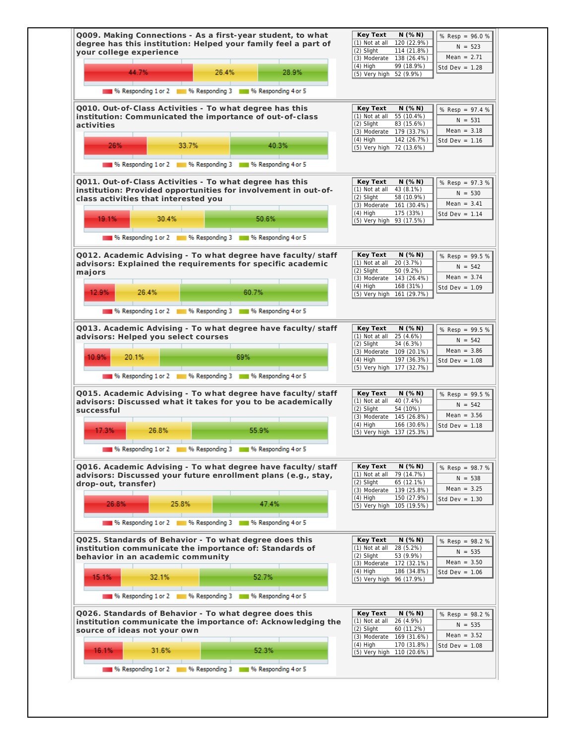**Q009. Making Connections - As a first-year student, to what degree has this institution: Helped your family feel a part of your college experience**

| 44.7% | 26.4% | 28.9% |
|---|---|---|

% Responding 1 or 2 · % Responding 3 · % Responding 4 or 5

| Key Text | N (% N) |
|---|---|
| (1) Not at all | 120 (22.9%) |
| (2) Slight | 114 (21.8%) |
| (3) Moderate | 138 (26.4%) |
| (4) High | 99 (18.9%) |
| (5) Very high | 52 (9.9%) |

% Resp = 96.0 %
N = 523
Mean = 2.71
Std Dev = 1.28

**Q010. Out-of-Class Activities - To what degree has this institution: Communicated the importance of out-of-class activities**

| 26% | 33.7% | 40.3% |
|---|---|---|

% Responding 1 or 2 · % Responding 3 · % Responding 4 or 5

| Key Text | N (% N) |
|---|---|
| (1) Not at all | 55 (10.4%) |
| (2) Slight | 83 (15.6%) |
| (3) Moderate | 179 (33.7%) |
| (4) High | 142 (26.7%) |
| (5) Very high | 72 (13.6%) |

% Resp = 97.4 %
N = 531
Mean = 3.18
Std Dev = 1.16

**Q011. Out-of-Class Activities - To what degree has this institution: Provided opportunities for involvement in out-of-class activities that interested you**

| 19.1% | 30.4% | 50.6% |
|---|---|---|

% Responding 1 or 2 · % Responding 3 · % Responding 4 or 5

| Key Text | N (% N) |
|---|---|
| (1) Not at all | 43 (8.1%) |
| (2) Slight | 58 (10.9%) |
| (3) Moderate | 161 (30.4%) |
| (4) High | 175 (33%) |
| (5) Very high | 93 (17.5%) |

% Resp = 97.3 %
N = 530
Mean = 3.41
Std Dev = 1.14

**Q012. Academic Advising - To what degree have faculty/ staff advisors: Explained the requirements for specific academic majors**

| 12.9% | 26.4% | 60.7% |
|---|---|---|

% Responding 1 or 2 · % Responding 3 · % Responding 4 or 5

| Key Text | N (% N) |
|---|---|
| (1) Not at all | 20 (3.7%) |
| (2) Slight | 50 (9.2%) |
| (3) Moderate | 143 (26.4%) |
| (4) High | 168 (31%) |
| (5) Very high | 161 (29.7%) |

% Resp = 99.5 %
N = 542
Mean = 3.74
Std Dev = 1.09

**Q013. Academic Advising - To what degree have faculty/ staff advisors: Helped you select courses**

| 10.9% | 20.1% | 69% |
|---|---|---|

% Responding 1 or 2 · % Responding 3 · % Responding 4 or 5

| Key Text | N (% N) |
|---|---|
| (1) Not at all | 25 (4.6%) |
| (2) Slight | 34 (6.3%) |
| (3) Moderate | 109 (20.1%) |
| (4) High | 197 (36.3%) |
| (5) Very high | 177 (32.7%) |

% Resp = 99.5 %
N = 542
Mean = 3.86
Std Dev = 1.08

**Q015. Academic Advising - To what degree have faculty/ staff advisors: Discussed what it takes for you to be academically successful**

| 17.3% | 26.8% | 55.9% |
|---|---|---|

% Responding 1 or 2 · % Responding 3 · % Responding 4 or 5

| Key Text | N (% N) |
|---|---|
| (1) Not at all | 40 (7.4%) |
| (2) Slight | 54 (10%) |
| (3) Moderate | 145 (26.8%) |
| (4) High | 166 (30.6%) |
| (5) Very high | 137 (25.3%) |

% Resp = 99.5 %
N = 542
Mean = 3.56
Std Dev = 1.18

**Q016. Academic Advising - To what degree have faculty/ staff advisors: Discussed your future enrollment plans (e.g., stay, drop-out, transfer)**

| 26.8% | 25.8% | 47.4% |
|---|---|---|

% Responding 1 or 2 · % Responding 3 · % Responding 4 or 5

| Key Text | N (% N) |
|---|---|
| (1) Not at all | 79 (14.7%) |
| (2) Slight | 65 (12.1%) |
| (3) Moderate | 139 (25.8%) |
| (4) High | 150 (27.9%) |
| (5) Very high | 105 (19.5%) |

% Resp = 98.7 %
N = 538
Mean = 3.25
Std Dev = 1.30

**Q025. Standards of Behavior - To what degree does this institution communicate the importance of: Standards of behavior in an academic community**

| 15.1% | 32.1% | 52.7% |
|---|---|---|

% Responding 1 or 2 · % Responding 3 · % Responding 4 or 5

| Key Text | N (% N) |
|---|---|
| (1) Not at all | 28 (5.2%) |
| (2) Slight | 53 (9.9%) |
| (3) Moderate | 172 (32.1%) |
| (4) High | 186 (34.8%) |
| (5) Very high | 96 (17.9%) |

% Resp = 98.2 %
N = 535
Mean = 3.50
Std Dev = 1.06

**Q026. Standards of Behavior - To what degree does this institution communicate the importance of: Acknowledging the source of ideas not your own**

| 16.1% | 31.6% | 52.3% |
|---|---|---|

% Responding 1 or 2 · % Responding 3 · % Responding 4 or 5

| Key Text | N (% N) |
|---|---|
| (1) Not at all | 26 (4.9%) |
| (2) Slight | 60 (11.2%) |
| (3) Moderate | 169 (31.6%) |
| (4) High | 170 (31.8%) |
| (5) Very high | 110 (20.6%) |

% Resp = 98.2 %
N = 535
Mean = 3.52
Std Dev = 1.08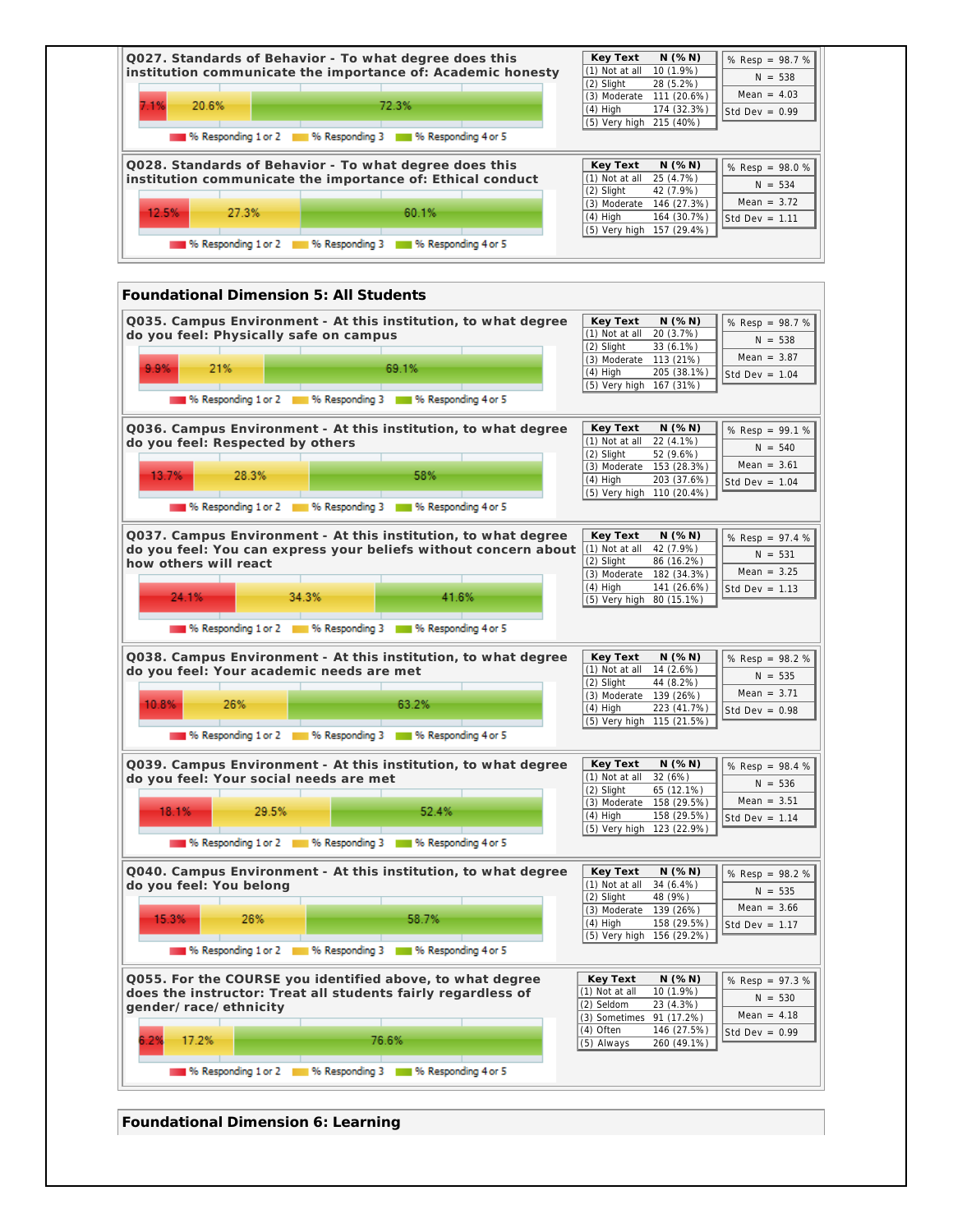**Q027. Standards of Behavior - To what degree does this institution communicate the importance of: Academic honesty**

7.1% | 20.6% | 72.3%

% Responding 1 or 2 | % Responding 3 | % Responding 4 or 5

| Key Text | N (% N) |
|---|---|
| (1) Not at all | 10 (1.9%) |
| (2) Slight | 28 (5.2%) |
| (3) Moderate | 111 (20.6%) |
| (4) High | 174 (32.3%) |
| (5) Very high | 215 (40%) |

| |
|---|
| % Resp = 98.7 % |
| N = 538 |
| Mean = 4.03 |
| Std Dev = 0.99 |

**Q028. Standards of Behavior - To what degree does this institution communicate the importance of: Ethical conduct**

12.5% | 27.3% | 60.1%

% Responding 1 or 2 | % Responding 3 | % Responding 4 or 5

| Key Text | N (% N) |
|---|---|
| (1) Not at all | 25 (4.7%) |
| (2) Slight | 42 (7.9%) |
| (3) Moderate | 146 (27.3%) |
| (4) High | 164 (30.7%) |
| (5) Very high | 157 (29.4%) |

| |
|---|
| % Resp = 98.0 % |
| N = 534 |
| Mean = 3.72 |
| Std Dev = 1.11 |

## Foundational Dimension 5: All Students

**Q035. Campus Environment - At this institution, to what degree do you feel: Physically safe on campus**

9.9% | 21% | 69.1%

% Responding 1 or 2 | % Responding 3 | % Responding 4 or 5

| Key Text | N (% N) |
|---|---|
| (1) Not at all | 20 (3.7%) |
| (2) Slight | 33 (6.1%) |
| (3) Moderate | 113 (21%) |
| (4) High | 205 (38.1%) |
| (5) Very high | 167 (31%) |

| |
|---|
| % Resp = 98.7 % |
| N = 538 |
| Mean = 3.87 |
| Std Dev = 1.04 |

**Q036. Campus Environment - At this institution, to what degree do you feel: Respected by others**

13.7% | 28.3% | 58%

% Responding 1 or 2 | % Responding 3 | % Responding 4 or 5

| Key Text | N (% N) |
|---|---|
| (1) Not at all | 22 (4.1%) |
| (2) Slight | 52 (9.6%) |
| (3) Moderate | 153 (28.3%) |
| (4) High | 203 (37.6%) |
| (5) Very high | 110 (20.4%) |

| |
|---|
| % Resp = 99.1 % |
| N = 540 |
| Mean = 3.61 |
| Std Dev = 1.04 |

**Q037. Campus Environment - At this institution, to what degree do you feel: You can express your beliefs without concern about how others will react**

24.1% | 34.3% | 41.6%

% Responding 1 or 2 | % Responding 3 | % Responding 4 or 5

| Key Text | N (% N) |
|---|---|
| (1) Not at all | 42 (7.9%) |
| (2) Slight | 86 (16.2%) |
| (3) Moderate | 182 (34.3%) |
| (4) High | 141 (26.6%) |
| (5) Very high | 80 (15.1%) |

| |
|---|
| % Resp = 97.4 % |
| N = 531 |
| Mean = 3.25 |
| Std Dev = 1.13 |

**Q038. Campus Environment - At this institution, to what degree do you feel: Your academic needs are met**

10.8% | 26% | 63.2%

% Responding 1 or 2 | % Responding 3 | % Responding 4 or 5

| Key Text | N (% N) |
|---|---|
| (1) Not at all | 14 (2.6%) |
| (2) Slight | 44 (8.2%) |
| (3) Moderate | 139 (26%) |
| (4) High | 223 (41.7%) |
| (5) Very high | 115 (21.5%) |

| |
|---|
| % Resp = 98.2 % |
| N = 535 |
| Mean = 3.71 |
| Std Dev = 0.98 |

**Q039. Campus Environment - At this institution, to what degree do you feel: Your social needs are met**

18.1% | 29.5% | 52.4%

% Responding 1 or 2 | % Responding 3 | % Responding 4 or 5

| Key Text | N (% N) |
|---|---|
| (1) Not at all | 32 (6%) |
| (2) Slight | 65 (12.1%) |
| (3) Moderate | 158 (29.5%) |
| (4) High | 158 (29.5%) |
| (5) Very high | 123 (22.9%) |

| |
|---|
| % Resp = 98.4 % |
| N = 536 |
| Mean = 3.51 |
| Std Dev = 1.14 |

**Q040. Campus Environment - At this institution, to what degree do you feel: You belong**

15.3% | 26% | 58.7%

% Responding 1 or 2 | % Responding 3 | % Responding 4 or 5

| Key Text | N (% N) |
|---|---|
| (1) Not at all | 34 (6.4%) |
| (2) Slight | 48 (9%) |
| (3) Moderate | 139 (26%) |
| (4) High | 158 (29.5%) |
| (5) Very high | 156 (29.2%) |

| |
|---|
| % Resp = 98.2 % |
| N = 535 |
| Mean = 3.66 |
| Std Dev = 1.17 |

**Q055. For the COURSE you identified above, to what degree does the instructor: Treat all students fairly regardless of gender/ race/ ethnicity**

6.2% | 17.2% | 76.6%

% Responding 1 or 2 | % Responding 3 | % Responding 4 or 5

| Key Text | N (% N) |
|---|---|
| (1) Not at all | 10 (1.9%) |
| (2) Seldom | 23 (4.3%) |
| (3) Sometimes | 91 (17.2%) |
| (4) Often | 146 (27.5%) |
| (5) Always | 260 (49.1%) |

| |
|---|
| % Resp = 97.3 % |
| N = 530 |
| Mean = 4.18 |
| Std Dev = 0.99 |

## Foundational Dimension 6: Learning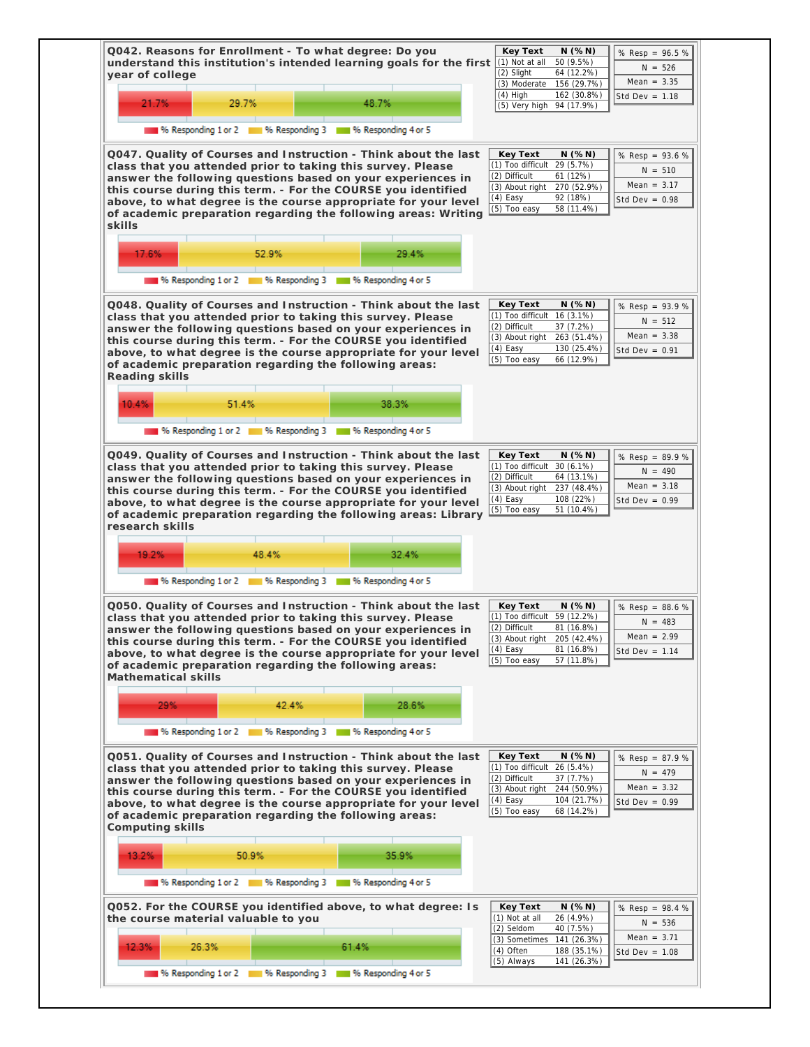**Q042. Reasons for Enrollment - To what degree: Do you understand this institution's intended learning goals for the first year of college**

| Key Text | N (% N) |
|---|---|
| (1) Not at all | 50 (9.5%) |
| (2) Slight | 64 (12.2%) |
| (3) Moderate | 156 (29.7%) |
| (4) High | 162 (30.8%) |
| (5) Very high | 94 (17.9%) |

% Resp = 96.5 % | N = 526 | Mean = 3.35 | Std Dev = 1.18

% Responding 1 or 2: 21.7% | % Responding 3: 29.7% | % Responding 4 or 5: 48.7%

**Q047. Quality of Courses and Instruction - Think about the last class that you attended prior to taking this survey. Please answer the following questions based on your experiences in this course during this term. - For the COURSE you identified above, to what degree is the course appropriate for your level of academic preparation regarding the following areas: Writing skills**

| Key Text | N (% N) |
|---|---|
| (1) Too difficult | 29 (5.7%) |
| (2) Difficult | 61 (12%) |
| (3) About right | 270 (52.9%) |
| (4) Easy | 92 (18%) |
| (5) Too easy | 58 (11.4%) |

% Resp = 93.6 % | N = 510 | Mean = 3.17 | Std Dev = 0.98

% Responding 1 or 2: 17.6% | % Responding 3: 52.9% | % Responding 4 or 5: 29.4%

**Q048. Quality of Courses and Instruction - Think about the last class that you attended prior to taking this survey. Please answer the following questions based on your experiences in this course during this term. - For the COURSE you identified above, to what degree is the course appropriate for your level of academic preparation regarding the following areas: Reading skills**

| Key Text | N (% N) |
|---|---|
| (1) Too difficult | 16 (3.1%) |
| (2) Difficult | 37 (7.2%) |
| (3) About right | 263 (51.4%) |
| (4) Easy | 130 (25.4%) |
| (5) Too easy | 66 (12.9%) |

% Resp = 93.9 % | N = 512 | Mean = 3.38 | Std Dev = 0.91

% Responding 1 or 2: 10.4% | % Responding 3: 51.4% | % Responding 4 or 5: 38.3%

**Q049. Quality of Courses and Instruction - Think about the last class that you attended prior to taking this survey. Please answer the following questions based on your experiences in this course during this term. - For the COURSE you identified above, to what degree is the course appropriate for your level of academic preparation regarding the following areas: Library research skills**

| Key Text | N (% N) |
|---|---|
| (1) Too difficult | 30 (6.1%) |
| (2) Difficult | 64 (13.1%) |
| (3) About right | 237 (48.4%) |
| (4) Easy | 108 (22%) |
| (5) Too easy | 51 (10.4%) |

% Resp = 89.9 % | N = 490 | Mean = 3.18 | Std Dev = 0.99

% Responding 1 or 2: 19.2% | % Responding 3: 48.4% | % Responding 4 or 5: 32.4%

**Q050. Quality of Courses and Instruction - Think about the last class that you attended prior to taking this survey. Please answer the following questions based on your experiences in this course during this term. - For the COURSE you identified above, to what degree is the course appropriate for your level of academic preparation regarding the following areas: Mathematical skills**

| Key Text | N (% N) |
|---|---|
| (1) Too difficult | 59 (12.2%) |
| (2) Difficult | 81 (16.8%) |
| (3) About right | 205 (42.4%) |
| (4) Easy | 81 (16.8%) |
| (5) Too easy | 57 (11.8%) |

% Resp = 88.6 % | N = 483 | Mean = 2.99 | Std Dev = 1.14

% Responding 1 or 2: 29% | % Responding 3: 42.4% | % Responding 4 or 5: 28.6%

**Q051. Quality of Courses and Instruction - Think about the last class that you attended prior to taking this survey. Please answer the following questions based on your experiences in this course during this term. - For the COURSE you identified above, to what degree is the course appropriate for your level of academic preparation regarding the following areas: Computing skills**

| Key Text | N (% N) |
|---|---|
| (1) Too difficult | 26 (5.4%) |
| (2) Difficult | 37 (7.7%) |
| (3) About right | 244 (50.9%) |
| (4) Easy | 104 (21.7%) |
| (5) Too easy | 68 (14.2%) |

% Resp = 87.9 % | N = 479 | Mean = 3.32 | Std Dev = 0.99

% Responding 1 or 2: 13.2% | % Responding 3: 50.9% | % Responding 4 or 5: 35.9%

**Q052. For the COURSE you identified above, to what degree: Is the course material valuable to you**

| Key Text | N (% N) |
|---|---|
| (1) Not at all | 26 (4.9%) |
| (2) Seldom | 40 (7.5%) |
| (3) Sometimes | 141 (26.3%) |
| (4) Often | 188 (35.1%) |
| (5) Always | 141 (26.3%) |

% Resp = 98.4 % | N = 536 | Mean = 3.71 | Std Dev = 1.08

% Responding 1 or 2: 12.3% | % Responding 3: 26.3% | % Responding 4 or 5: 61.4%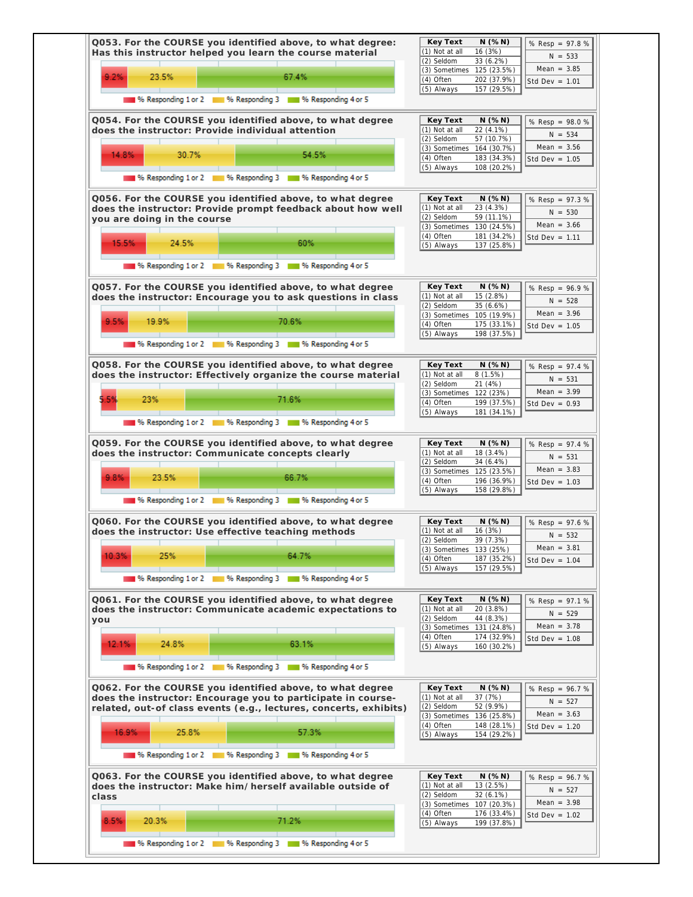### Q053. For the COURSE you identified above, to what degree: Has this instructor helped you learn the course material

9.2% | 23.5% | 67.4%

% Responding 1 or 2 | % Responding 3 | % Responding 4 or 5

| Key Text | N (% N) |
|---|---|
| (1) Not at all | 16 (3%) |
| (2) Seldom | 33 (6.2%) |
| (3) Sometimes | 125 (23.5%) |
| (4) Often | 202 (37.9%) |
| (5) Always | 157 (29.5%) |

| % Resp = 97.8 % |
|---|
| N = 533 |
| Mean = 3.85 |
| Std Dev = 1.01 |

### Q054. For the COURSE you identified above, to what degree does the instructor: Provide individual attention

14.8% | 30.7% | 54.5%

% Responding 1 or 2 | % Responding 3 | % Responding 4 or 5

| Key Text | N (% N) |
|---|---|
| (1) Not at all | 22 (4.1%) |
| (2) Seldom | 57 (10.7%) |
| (3) Sometimes | 164 (30.7%) |
| (4) Often | 183 (34.3%) |
| (5) Always | 108 (20.2%) |

| % Resp = 98.0 % |
|---|
| N = 534 |
| Mean = 3.56 |
| Std Dev = 1.05 |

### Q056. For the COURSE you identified above, to what degree does the instructor: Provide prompt feedback about how well you are doing in the course

15.5% | 24.5% | 60%

% Responding 1 or 2 | % Responding 3 | % Responding 4 or 5

| Key Text | N (% N) |
|---|---|
| (1) Not at all | 23 (4.3%) |
| (2) Seldom | 59 (11.1%) |
| (3) Sometimes | 130 (24.5%) |
| (4) Often | 181 (34.2%) |
| (5) Always | 137 (25.8%) |

| % Resp = 97.3 % |
|---|
| N = 530 |
| Mean = 3.66 |
| Std Dev = 1.11 |

### Q057. For the COURSE you identified above, to what degree does the instructor: Encourage you to ask questions in class

9.5% | 19.9% | 70.6%

% Responding 1 or 2 | % Responding 3 | % Responding 4 or 5

| Key Text | N (% N) |
|---|---|
| (1) Not at all | 15 (2.8%) |
| (2) Seldom | 35 (6.6%) |
| (3) Sometimes | 105 (19.9%) |
| (4) Often | 175 (33.1%) |
| (5) Always | 198 (37.5%) |

| % Resp = 96.9 % |
|---|
| N = 528 |
| Mean = 3.96 |
| Std Dev = 1.05 |

### Q058. For the COURSE you identified above, to what degree does the instructor: Effectively organize the course material

5.5% | 23% | 71.6%

% Responding 1 or 2 | % Responding 3 | % Responding 4 or 5

| Key Text | N (% N) |
|---|---|
| (1) Not at all | 8 (1.5%) |
| (2) Seldom | 21 (4%) |
| (3) Sometimes | 122 (23%) |
| (4) Often | 199 (37.5%) |
| (5) Always | 181 (34.1%) |

| % Resp = 97.4 % |
|---|
| N = 531 |
| Mean = 3.99 |
| Std Dev = 0.93 |

### Q059. For the COURSE you identified above, to what degree does the instructor: Communicate concepts clearly

9.8% | 23.5% | 66.7%

% Responding 1 or 2 | % Responding 3 | % Responding 4 or 5

| Key Text | N (% N) |
|---|---|
| (1) Not at all | 18 (3.4%) |
| (2) Seldom | 34 (6.4%) |
| (3) Sometimes | 125 (23.5%) |
| (4) Often | 196 (36.9%) |
| (5) Always | 158 (29.8%) |

| % Resp = 97.4 % |
|---|
| N = 531 |
| Mean = 3.83 |
| Std Dev = 1.03 |

### Q060. For the COURSE you identified above, to what degree does the instructor: Use effective teaching methods

10.3% | 25% | 64.7%

% Responding 1 or 2 | % Responding 3 | % Responding 4 or 5

| Key Text | N (% N) |
|---|---|
| (1) Not at all | 16 (3%) |
| (2) Seldom | 39 (7.3%) |
| (3) Sometimes | 133 (25%) |
| (4) Often | 187 (35.2%) |
| (5) Always | 157 (29.5%) |

| % Resp = 97.6 % |
|---|
| N = 532 |
| Mean = 3.81 |
| Std Dev = 1.04 |

### Q061. For the COURSE you identified above, to what degree does the instructor: Communicate academic expectations to you

12.1% | 24.8% | 63.1%

% Responding 1 or 2 | % Responding 3 | % Responding 4 or 5

| Key Text | N (% N) |
|---|---|
| (1) Not at all | 20 (3.8%) |
| (2) Seldom | 44 (8.3%) |
| (3) Sometimes | 131 (24.8%) |
| (4) Often | 174 (32.9%) |
| (5) Always | 160 (30.2%) |

| % Resp = 97.1 % |
|---|
| N = 529 |
| Mean = 3.78 |
| Std Dev = 1.08 |

### Q062. For the COURSE you identified above, to what degree does the instructor: Encourage you to participate in course-related, out-of class events (e.g., lectures, concerts, exhibits)

16.9% | 25.8% | 57.3%

% Responding 1 or 2 | % Responding 3 | % Responding 4 or 5

| Key Text | N (% N) |
|---|---|
| (1) Not at all | 37 (7%) |
| (2) Seldom | 52 (9.9%) |
| (3) Sometimes | 136 (25.8%) |
| (4) Often | 148 (28.1%) |
| (5) Always | 154 (29.2%) |

| % Resp = 96.7 % |
|---|
| N = 527 |
| Mean = 3.63 |
| Std Dev = 1.20 |

### Q063. For the COURSE you identified above, to what degree does the instructor: Make him/ herself available outside of class

8.5% | 20.3% | 71.2%

% Responding 1 or 2 | % Responding 3 | % Responding 4 or 5

| Key Text | N (% N) |
|---|---|
| (1) Not at all | 13 (2.5%) |
| (2) Seldom | 32 (6.1%) |
| (3) Sometimes | 107 (20.3%) |
| (4) Often | 176 (33.4%) |
| (5) Always | 199 (37.8%) |

| % Resp = 96.7 % |
|---|
| N = 527 |
| Mean = 3.98 |
| Std Dev = 1.02 |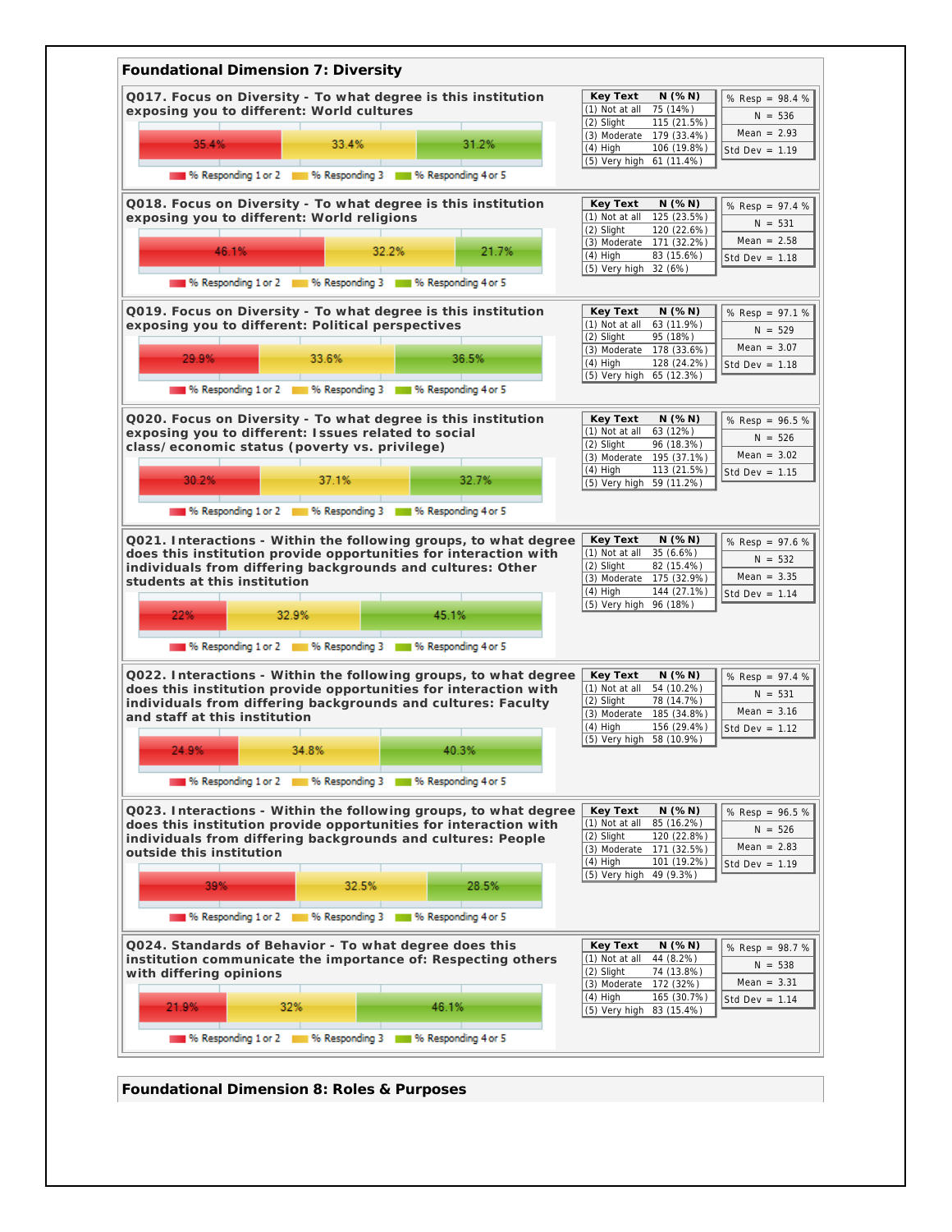## Foundational Dimension 7: Diversity

### Q017. Focus on Diversity - To what degree is this institution exposing you to different: World cultures

35.4% | 33.4% | 31.2%

% Responding 1 or 2 | % Responding 3 | % Responding 4 or 5

| Key Text | N (% N) |
|---|---|
| (1) Not at all | 75 (14%) |
| (2) Slight | 115 (21.5%) |
| (3) Moderate | 179 (33.4%) |
| (4) High | 106 (19.8%) |
| (5) Very high | 61 (11.4%) |

| Statistic | Value |
|---|---|
| % Resp | 98.4 % |
| N | 536 |
| Mean | 2.93 |
| Std Dev | 1.19 |

### Q018. Focus on Diversity - To what degree is this institution exposing you to different: World religions

46.1% | 32.2% | 21.7%

% Responding 1 or 2 | % Responding 3 | % Responding 4 or 5

| Key Text | N (% N) |
|---|---|
| (1) Not at all | 125 (23.5%) |
| (2) Slight | 120 (22.6%) |
| (3) Moderate | 171 (32.2%) |
| (4) High | 83 (15.6%) |
| (5) Very high | 32 (6%) |

| Statistic | Value |
|---|---|
| % Resp | 97.4 % |
| N | 531 |
| Mean | 2.58 |
| Std Dev | 1.18 |

### Q019. Focus on Diversity - To what degree is this institution exposing you to different: Political perspectives

29.9% | 33.6% | 36.5%

% Responding 1 or 2 | % Responding 3 | % Responding 4 or 5

| Key Text | N (% N) |
|---|---|
| (1) Not at all | 63 (11.9%) |
| (2) Slight | 95 (18%) |
| (3) Moderate | 178 (33.6%) |
| (4) High | 128 (24.2%) |
| (5) Very high | 65 (12.3%) |

| Statistic | Value |
|---|---|
| % Resp | 97.1 % |
| N | 529 |
| Mean | 3.07 |
| Std Dev | 1.18 |

### Q020. Focus on Diversity - To what degree is this institution exposing you to different: Issues related to social class/economic status (poverty vs. privilege)

30.2% | 37.1% | 32.7%

% Responding 1 or 2 | % Responding 3 | % Responding 4 or 5

| Key Text | N (% N) |
|---|---|
| (1) Not at all | 63 (12%) |
| (2) Slight | 96 (18.3%) |
| (3) Moderate | 195 (37.1%) |
| (4) High | 113 (21.5%) |
| (5) Very high | 59 (11.2%) |

| Statistic | Value |
|---|---|
| % Resp | 96.5 % |
| N | 526 |
| Mean | 3.02 |
| Std Dev | 1.15 |

### Q021. Interactions - Within the following groups, to what degree does this institution provide opportunities for interaction with individuals from differing backgrounds and cultures: Other students at this institution

22% | 32.9% | 45.1%

% Responding 1 or 2 | % Responding 3 | % Responding 4 or 5

| Key Text | N (% N) |
|---|---|
| (1) Not at all | 35 (6.6%) |
| (2) Slight | 82 (15.4%) |
| (3) Moderate | 175 (32.9%) |
| (4) High | 144 (27.1%) |
| (5) Very high | 96 (18%) |

| Statistic | Value |
|---|---|
| % Resp | 97.6 % |
| N | 532 |
| Mean | 3.35 |
| Std Dev | 1.14 |

### Q022. Interactions - Within the following groups, to what degree does this institution provide opportunities for interaction with individuals from differing backgrounds and cultures: Faculty and staff at this institution

24.9% | 34.8% | 40.3%

% Responding 1 or 2 | % Responding 3 | % Responding 4 or 5

| Key Text | N (% N) |
|---|---|
| (1) Not at all | 54 (10.2%) |
| (2) Slight | 78 (14.7%) |
| (3) Moderate | 185 (34.8%) |
| (4) High | 156 (29.4%) |
| (5) Very high | 58 (10.9%) |

| Statistic | Value |
|---|---|
| % Resp | 97.4 % |
| N | 531 |
| Mean | 3.16 |
| Std Dev | 1.12 |

### Q023. Interactions - Within the following groups, to what degree does this institution provide opportunities for interaction with individuals from differing backgrounds and cultures: People outside this institution

39% | 32.5% | 28.5%

% Responding 1 or 2 | % Responding 3 | % Responding 4 or 5

| Key Text | N (% N) |
|---|---|
| (1) Not at all | 85 (16.2%) |
| (2) Slight | 120 (22.8%) |
| (3) Moderate | 171 (32.5%) |
| (4) High | 101 (19.2%) |
| (5) Very high | 49 (9.3%) |

| Statistic | Value |
|---|---|
| % Resp | 96.5 % |
| N | 526 |
| Mean | 2.83 |
| Std Dev | 1.19 |

### Q024. Standards of Behavior - To what degree does this institution communicate the importance of: Respecting others with differing opinions

21.9% | 32% | 46.1%

% Responding 1 or 2 | % Responding 3 | % Responding 4 or 5

| Key Text | N (% N) |
|---|---|
| (1) Not at all | 44 (8.2%) |
| (2) Slight | 74 (13.8%) |
| (3) Moderate | 172 (32%) |
| (4) High | 165 (30.7%) |
| (5) Very high | 83 (15.4%) |

| Statistic | Value |
|---|---|
| % Resp | 98.7 % |
| N | 538 |
| Mean | 3.31 |
| Std Dev | 1.14 |

## Foundational Dimension 8: Roles & Purposes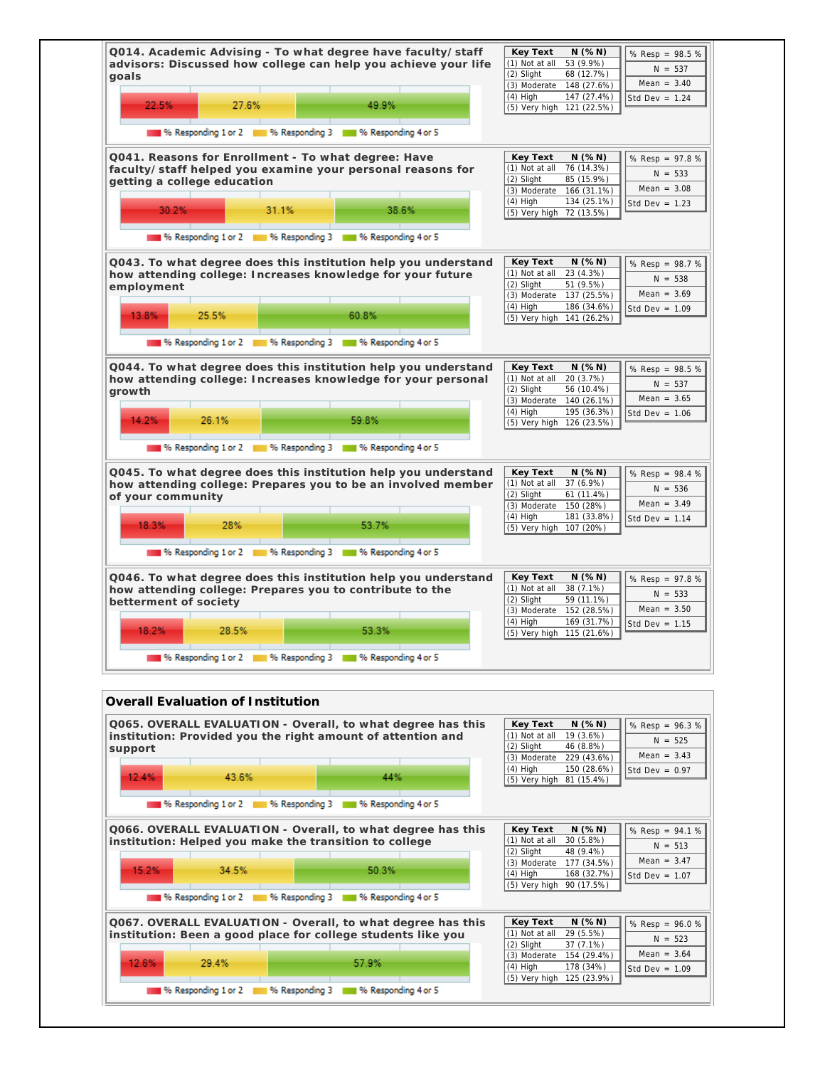**Q014. Academic Advising - To what degree have faculty/ staff advisors: Discussed how college can help you achieve your life goals**

| 22.5% | 27.6% | 49.9% |
|---|---|---|

% Responding 1 or 2 | % Responding 3 | % Responding 4 or 5

| Key Text | N (% N) |
|---|---|
| (1) Not at all | 53 (9.9%) |
| (2) Slight | 68 (12.7%) |
| (3) Moderate | 148 (27.6%) |
| (4) High | 147 (27.4%) |
| (5) Very high | 121 (22.5%) |

| % Resp = 98.5 % |
|---|
| N = 537 |
| Mean = 3.40 |
| Std Dev = 1.24 |

**Q041. Reasons for Enrollment - To what degree: Have faculty/ staff helped you examine your personal reasons for getting a college education**

| 30.2% | 31.1% | 38.6% |
|---|---|---|

% Responding 1 or 2 | % Responding 3 | % Responding 4 or 5

| Key Text | N (% N) |
|---|---|
| (1) Not at all | 76 (14.3%) |
| (2) Slight | 85 (15.9%) |
| (3) Moderate | 166 (31.1%) |
| (4) High | 134 (25.1%) |
| (5) Very high | 72 (13.5%) |

| % Resp = 97.8 % |
|---|
| N = 533 |
| Mean = 3.08 |
| Std Dev = 1.23 |

**Q043. To what degree does this institution help you understand how attending college: Increases knowledge for your future employment**

| 13.8% | 25.5% | 60.8% |
|---|---|---|

% Responding 1 or 2 | % Responding 3 | % Responding 4 or 5

| Key Text | N (% N) |
|---|---|
| (1) Not at all | 23 (4.3%) |
| (2) Slight | 51 (9.5%) |
| (3) Moderate | 137 (25.5%) |
| (4) High | 186 (34.6%) |
| (5) Very high | 141 (26.2%) |

| % Resp = 98.7 % |
|---|
| N = 538 |
| Mean = 3.69 |
| Std Dev = 1.09 |

**Q044. To what degree does this institution help you understand how attending college: Increases knowledge for your personal growth**

| 14.2% | 26.1% | 59.8% |
|---|---|---|

% Responding 1 or 2 | % Responding 3 | % Responding 4 or 5

| Key Text | N (% N) |
|---|---|
| (1) Not at all | 20 (3.7%) |
| (2) Slight | 56 (10.4%) |
| (3) Moderate | 140 (26.1%) |
| (4) High | 195 (36.3%) |
| (5) Very high | 126 (23.5%) |

| % Resp = 98.5 % |
|---|
| N = 537 |
| Mean = 3.65 |
| Std Dev = 1.06 |

**Q045. To what degree does this institution help you understand how attending college: Prepares you to be an involved member of your community**

| 18.3% | 28% | 53.7% |
|---|---|---|

% Responding 1 or 2 | % Responding 3 | % Responding 4 or 5

| Key Text | N (% N) |
|---|---|
| (1) Not at all | 37 (6.9%) |
| (2) Slight | 61 (11.4%) |
| (3) Moderate | 150 (28%) |
| (4) High | 181 (33.8%) |
| (5) Very high | 107 (20%) |

| % Resp = 98.4 % |
|---|
| N = 536 |
| Mean = 3.49 |
| Std Dev = 1.14 |

**Q046. To what degree does this institution help you understand how attending college: Prepares you to contribute to the betterment of society**

| 18.2% | 28.5% | 53.3% |
|---|---|---|

% Responding 1 or 2 | % Responding 3 | % Responding 4 or 5

| Key Text | N (% N) |
|---|---|
| (1) Not at all | 38 (7.1%) |
| (2) Slight | 59 (11.1%) |
| (3) Moderate | 152 (28.5%) |
| (4) High | 169 (31.7%) |
| (5) Very high | 115 (21.6%) |

| % Resp = 97.8 % |
|---|
| N = 533 |
| Mean = 3.50 |
| Std Dev = 1.15 |

## Overall Evaluation of Institution

**Q065. OVERALL EVALUATION - Overall, to what degree has this institution: Provided you the right amount of attention and support**

| 12.4% | 43.6% | 44% |
|---|---|---|

% Responding 1 or 2 | % Responding 3 | % Responding 4 or 5

| Key Text | N (% N) |
|---|---|
| (1) Not at all | 19 (3.6%) |
| (2) Slight | 46 (8.8%) |
| (3) Moderate | 229 (43.6%) |
| (4) High | 150 (28.6%) |
| (5) Very high | 81 (15.4%) |

| % Resp = 96.3 % |
|---|
| N = 525 |
| Mean = 3.43 |
| Std Dev = 0.97 |

**Q066. OVERALL EVALUATION - Overall, to what degree has this institution: Helped you make the transition to college**

| 15.2% | 34.5% | 50.3% |
|---|---|---|

% Responding 1 or 2 | % Responding 3 | % Responding 4 or 5

| Key Text | N (% N) |
|---|---|
| (1) Not at all | 30 (5.8%) |
| (2) Slight | 48 (9.4%) |
| (3) Moderate | 177 (34.5%) |
| (4) High | 168 (32.7%) |
| (5) Very high | 90 (17.5%) |

| % Resp = 94.1 % |
|---|
| N = 513 |
| Mean = 3.47 |
| Std Dev = 1.07 |

**Q067. OVERALL EVALUATION - Overall, to what degree has this institution: Been a good place for college students like you**

| 12.6% | 29.4% | 57.9% |
|---|---|---|

% Responding 1 or 2 | % Responding 3 | % Responding 4 or 5

| Key Text | N (% N) |
|---|---|
| (1) Not at all | 29 (5.5%) |
| (2) Slight | 37 (7.1%) |
| (3) Moderate | 154 (29.4%) |
| (4) High | 178 (34%) |
| (5) Very high | 125 (23.9%) |

| % Resp = 96.0 % |
|---|
| N = 523 |
| Mean = 3.64 |
| Std Dev = 1.09 |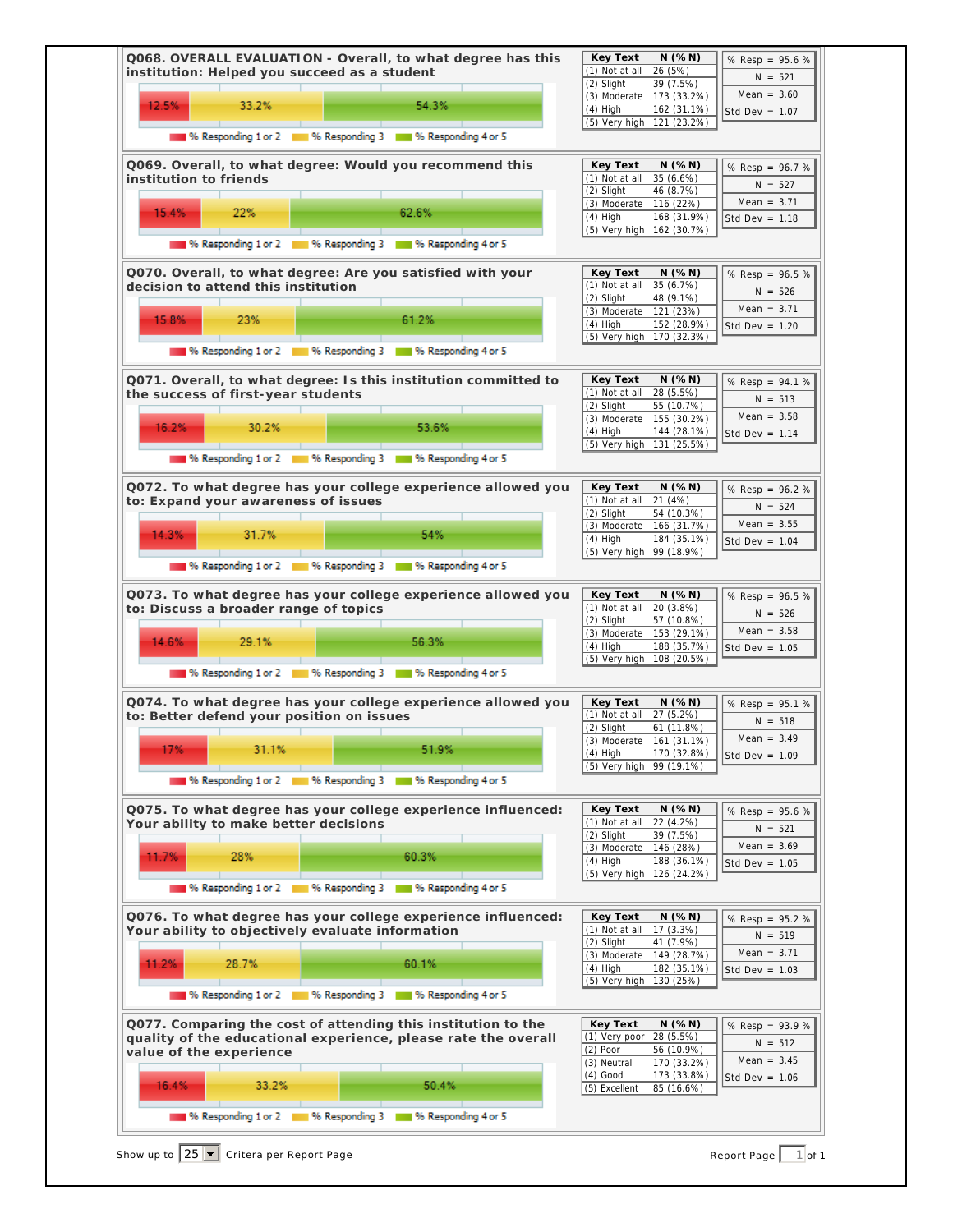## Q068. OVERALL EVALUATION - Overall, to what degree has this institution: Helped you succeed as a student

12.5% | 33.2% | 54.3%

% Responding 1 or 2 | % Responding 3 | % Responding 4 or 5

| Key Text | N (% N) |
|---|---|
| (1) Not at all | 26 (5%) |
| (2) Slight | 39 (7.5%) |
| (3) Moderate | 173 (33.2%) |
| (4) High | 162 (31.1%) |
| (5) Very high | 121 (23.2%) |

% Resp = 95.6 %
N = 521
Mean = 3.60
Std Dev = 1.07

## Q069. Overall, to what degree: Would you recommend this institution to friends

15.4% | 22% | 62.6%

% Responding 1 or 2 | % Responding 3 | % Responding 4 or 5

| Key Text | N (% N) |
|---|---|
| (1) Not at all | 35 (6.6%) |
| (2) Slight | 46 (8.7%) |
| (3) Moderate | 116 (22%) |
| (4) High | 168 (31.9%) |
| (5) Very high | 162 (30.7%) |

% Resp = 96.7 %
N = 527
Mean = 3.71
Std Dev = 1.18

## Q070. Overall, to what degree: Are you satisfied with your decision to attend this institution

15.8% | 23% | 61.2%

% Responding 1 or 2 | % Responding 3 | % Responding 4 or 5

| Key Text | N (% N) |
|---|---|
| (1) Not at all | 35 (6.7%) |
| (2) Slight | 48 (9.1%) |
| (3) Moderate | 121 (23%) |
| (4) High | 152 (28.9%) |
| (5) Very high | 170 (32.3%) |

% Resp = 96.5 %
N = 526
Mean = 3.71
Std Dev = 1.20

## Q071. Overall, to what degree: Is this institution committed to the success of first-year students

16.2% | 30.2% | 53.6%

% Responding 1 or 2 | % Responding 3 | % Responding 4 or 5

| Key Text | N (% N) |
|---|---|
| (1) Not at all | 28 (5.5%) |
| (2) Slight | 55 (10.7%) |
| (3) Moderate | 155 (30.2%) |
| (4) High | 144 (28.1%) |
| (5) Very high | 131 (25.5%) |

% Resp = 94.1 %
N = 513
Mean = 3.58
Std Dev = 1.14

## Q072. To what degree has your college experience allowed you to: Expand your awareness of issues

14.3% | 31.7% | 54%

% Responding 1 or 2 | % Responding 3 | % Responding 4 or 5

| Key Text | N (% N) |
|---|---|
| (1) Not at all | 21 (4%) |
| (2) Slight | 54 (10.3%) |
| (3) Moderate | 166 (31.7%) |
| (4) High | 184 (35.1%) |
| (5) Very high | 99 (18.9%) |

% Resp = 96.2 %
N = 524
Mean = 3.55
Std Dev = 1.04

## Q073. To what degree has your college experience allowed you to: Discuss a broader range of topics

14.6% | 29.1% | 56.3%

% Responding 1 or 2 | % Responding 3 | % Responding 4 or 5

| Key Text | N (% N) |
|---|---|
| (1) Not at all | 20 (3.8%) |
| (2) Slight | 57 (10.8%) |
| (3) Moderate | 153 (29.1%) |
| (4) High | 188 (35.7%) |
| (5) Very high | 108 (20.5%) |

% Resp = 96.5 %
N = 526
Mean = 3.58
Std Dev = 1.05

## Q074. To what degree has your college experience allowed you to: Better defend your position on issues

17% | 31.1% | 51.9%

% Responding 1 or 2 | % Responding 3 | % Responding 4 or 5

| Key Text | N (% N) |
|---|---|
| (1) Not at all | 27 (5.2%) |
| (2) Slight | 61 (11.8%) |
| (3) Moderate | 161 (31.1%) |
| (4) High | 170 (32.8%) |
| (5) Very high | 99 (19.1%) |

% Resp = 95.1 %
N = 518
Mean = 3.49
Std Dev = 1.09

## Q075. To what degree has your college experience influenced: Your ability to make better decisions

11.7% | 28% | 60.3%

% Responding 1 or 2 | % Responding 3 | % Responding 4 or 5

| Key Text | N (% N) |
|---|---|
| (1) Not at all | 22 (4.2%) |
| (2) Slight | 39 (7.5%) |
| (3) Moderate | 146 (28%) |
| (4) High | 188 (36.1%) |
| (5) Very high | 126 (24.2%) |

% Resp = 95.6 %
N = 521
Mean = 3.69
Std Dev = 1.05

## Q076. To what degree has your college experience influenced: Your ability to objectively evaluate information

11.2% | 28.7% | 60.1%

% Responding 1 or 2 | % Responding 3 | % Responding 4 or 5

| Key Text | N (% N) |
|---|---|
| (1) Not at all | 17 (3.3%) |
| (2) Slight | 41 (7.9%) |
| (3) Moderate | 149 (28.7%) |
| (4) High | 182 (35.1%) |
| (5) Very high | 130 (25%) |

% Resp = 95.2 %
N = 519
Mean = 3.71
Std Dev = 1.03

## Q077. Comparing the cost of attending this institution to the quality of the educational experience, please rate the overall value of the experience

16.4% | 33.2% | 50.4%

% Responding 1 or 2 | % Responding 3 | % Responding 4 or 5

| Key Text | N (% N) |
|---|---|
| (1) Very poor | 28 (5.5%) |
| (2) Poor | 56 (10.9%) |
| (3) Neutral | 170 (33.2%) |
| (4) Good | 173 (33.8%) |
| (5) Excellent | 85 (16.6%) |

% Resp = 93.9 %
N = 512
Mean = 3.45
Std Dev = 1.06

Show up to 25 Critera per Report Page

Report Page 1 of 1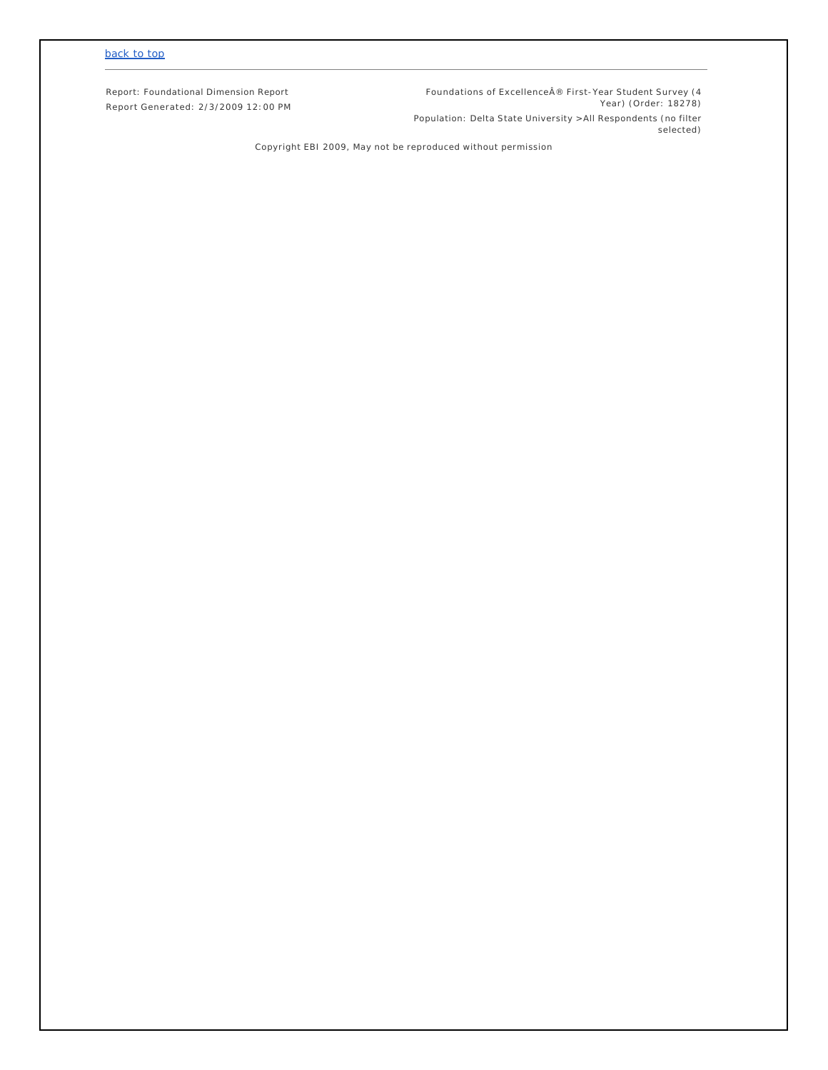back to top

Report: Foundational Dimension Report
Report Generated: 2/3/2009 12:00 PM

Foundations of ExcellenceÂ® First-Year Student Survey (4 Year) (Order: 18278)
Population: Delta State University >All Respondents (no filter selected)

Copyright EBI 2009, May not be reproduced without permission